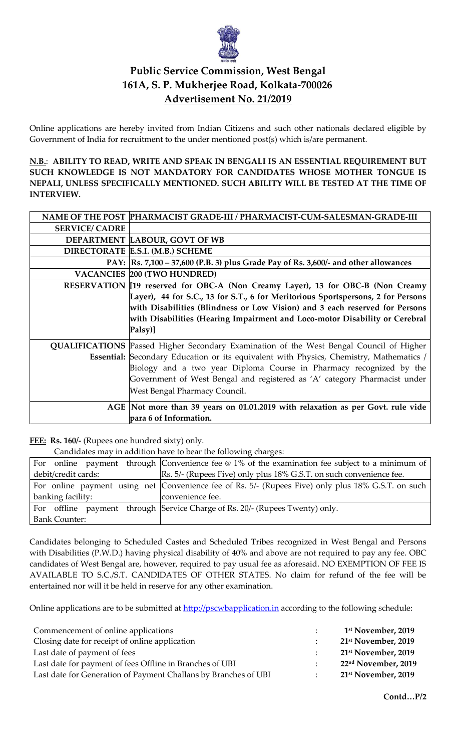# Public Service Commission, West Bengal
## 161A, S. P. Mukherjee Road, Kolkata-700026
## Advertisement No. 21/2019

Online applications are hereby invited from Indian Citizens and such other nationals declared eligible by Government of India for recruitment to the under mentioned post(s) which is/are permanent.

**N.B.: ABILITY TO READ, WRITE AND SPEAK IN BENGALI IS AN ESSENTIAL REQUIREMENT BUT SUCH KNOWLEDGE IS NOT MANDATORY FOR CANDIDATES WHOSE MOTHER TONGUE IS NEPALI, UNLESS SPECIFICALLY MENTIONED. SUCH ABILITY WILL BE TESTED AT THE TIME OF INTERVIEW.**

| NAME OF THE POST | PHARMACIST GRADE-III / PHARMACIST-CUM-SALESMAN-GRADE-III |
|---|---|
| SERVICE/ CADRE | |
| DEPARTMENT | LABOUR, GOVT OF WB |
| DIRECTORATE | E.S.I. (M.B.) SCHEME |
| PAY: | Rs. 7,100 – 37,600 (P.B. 3) plus Grade Pay of Rs. 3,600/- and other allowances |
| VACANCIES | 200 (TWO HUNDRED) |
| RESERVATION | [19 reserved for OBC-A (Non Creamy Layer), 13 for OBC-B (Non Creamy Layer), 44 for S.C., 13 for S.T., 6 for Meritorious Sportspersons, 2 for Persons with Disabilities (Blindness or Low Vision) and 3 each reserved for Persons with Disabilities (Hearing Impairment and Loco-motor Disability or Cerebral Palsy)] |
| QUALIFICATIONS Essential: | Passed Higher Secondary Examination of the West Bengal Council of Higher Secondary Education or its equivalent with Physics, Chemistry, Mathematics / Biology and a two year Diploma Course in Pharmacy recognized by the Government of West Bengal and registered as 'A' category Pharmacist under West Bengal Pharmacy Council. |
| AGE | Not more than 39 years on 01.01.2019 with relaxation as per Govt. rule vide para 6 of Information. |

**FEE: Rs. 160/-** (Rupees one hundred sixty) only.

Candidates may in addition have to bear the following charges:

| | |
|---|---|
| For online payment through debit/credit cards: | Convenience fee @ 1% of the examination fee subject to a minimum of Rs. 5/- (Rupees Five) only plus 18% G.S.T. on such convenience fee. |
| For online payment using net banking facility: | Convenience fee of Rs. 5/- (Rupees Five) only plus 18% G.S.T. on such convenience fee. |
| For offline payment through Bank Counter: | Service Charge of Rs. 20/- (Rupees Twenty) only. |

Candidates belonging to Scheduled Castes and Scheduled Tribes recognized in West Bengal and Persons with Disabilities (P.W.D.) having physical disability of 40% and above are not required to pay any fee. OBC candidates of West Bengal are, however, required to pay usual fee as aforesaid. NO EXEMPTION OF FEE IS AVAILABLE TO S.C./S.T. CANDIDATES OF OTHER STATES. No claim for refund of the fee will be entertained nor will it be held in reserve for any other examination.

Online applications are to be submitted at http://pscwbapplication.in according to the following schedule:

| | | |
|---|---|---|
| Commencement of online applications | : | **1st November, 2019** |
| Closing date for receipt of online application | : | **21st November, 2019** |
| Last date of payment of fees | : | **21st November, 2019** |
| Last date for payment of fees Offline in Branches of UBI | : | **22nd November, 2019** |
| Last date for Generation of Payment Challans by Branches of UBI | : | **21st November, 2019** |

**Contd…P/2**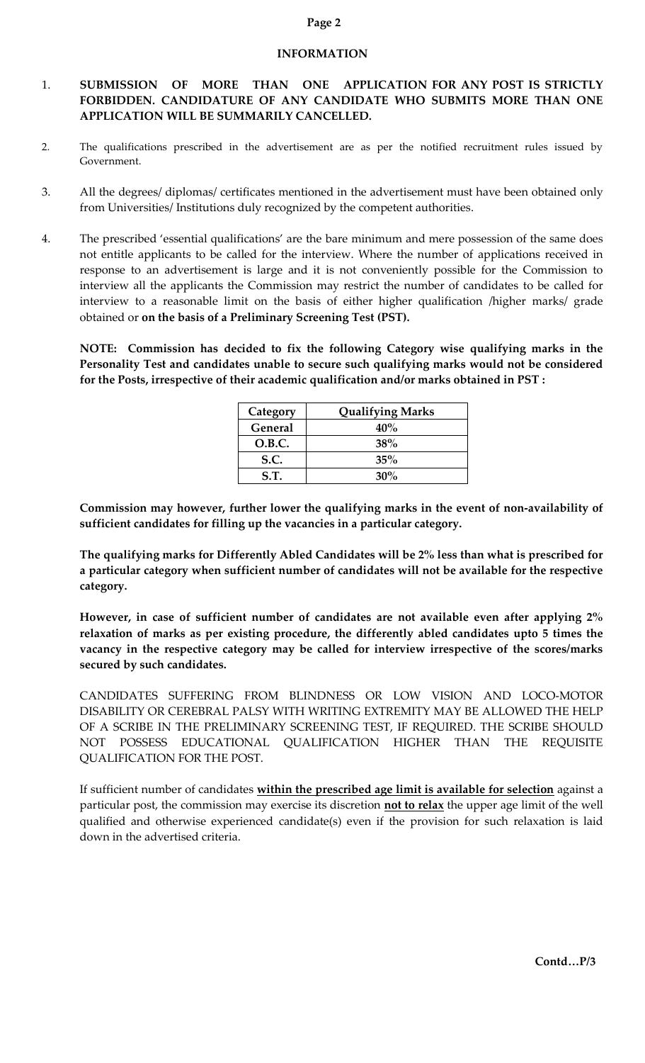## INFORMATION

1. **SUBMISSION OF MORE THAN ONE APPLICATION FOR ANY POST IS STRICTLY FORBIDDEN. CANDIDATURE OF ANY CANDIDATE WHO SUBMITS MORE THAN ONE APPLICATION WILL BE SUMMARILY CANCELLED.**

2. The qualifications prescribed in the advertisement are as per the notified recruitment rules issued by Government.

3. All the degrees/ diplomas/ certificates mentioned in the advertisement must have been obtained only from Universities/ Institutions duly recognized by the competent authorities.

4. The prescribed 'essential qualifications' are the bare minimum and mere possession of the same does not entitle applicants to be called for the interview. Where the number of applications received in response to an advertisement is large and it is not conveniently possible for the Commission to interview all the applicants the Commission may restrict the number of candidates to be called for interview to a reasonable limit on the basis of either higher qualification /higher marks/ grade obtained or **on the basis of a Preliminary Screening Test (PST).**

   **NOTE: Commission has decided to fix the following Category wise qualifying marks in the Personality Test and candidates unable to secure such qualifying marks would not be considered for the Posts, irrespective of their academic qualification and/or marks obtained in PST :**

   | Category | Qualifying Marks |
   |---|---|
   | **General** | **40%** |
   | **O.B.C.** | **38%** |
   | **S.C.** | **35%** |
   | **S.T.** | **30%** |

   **Commission may however, further lower the qualifying marks in the event of non-availability of sufficient candidates for filling up the vacancies in a particular category.**

   **The qualifying marks for Differently Abled Candidates will be 2% less than what is prescribed for a particular category when sufficient number of candidates will not be available for the respective category.**

   **However, in case of sufficient number of candidates are not available even after applying 2% relaxation of marks as per existing procedure, the differently abled candidates upto 5 times the vacancy in the respective category may be called for interview irrespective of the scores/marks secured by such candidates.**

   CANDIDATES SUFFERING FROM BLINDNESS OR LOW VISION AND LOCO-MOTOR DISABILITY OR CEREBRAL PALSY WITH WRITING EXTREMITY MAY BE ALLOWED THE HELP OF A SCRIBE IN THE PRELIMINARY SCREENING TEST, IF REQUIRED. THE SCRIBE SHOULD NOT POSSESS EDUCATIONAL QUALIFICATION HIGHER THAN THE REQUISITE QUALIFICATION FOR THE POST.

   If sufficient number of candidates **within the prescribed age limit is available for selection** against a particular post, the commission may exercise its discretion **not to relax** the upper age limit of the well qualified and otherwise experienced candidate(s) even if the provision for such relaxation is laid down in the advertised criteria.

**Contd…P/3**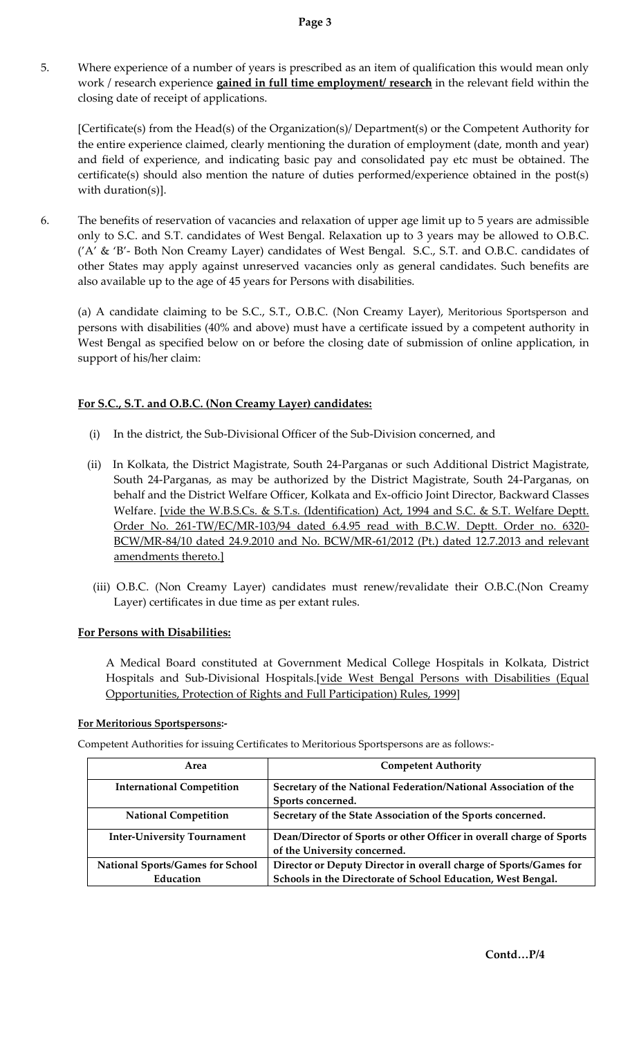5. Where experience of a number of years is prescribed as an item of qualification this would mean only work / research experience **gained in full time employment/ research** in the relevant field within the closing date of receipt of applications.

   [Certificate(s) from the Head(s) of the Organization(s)/ Department(s) or the Competent Authority for the entire experience claimed, clearly mentioning the duration of employment (date, month and year) and field of experience, and indicating basic pay and consolidated pay etc must be obtained. The certificate(s) should also mention the nature of duties performed/experience obtained in the post(s) with duration(s)].

6. The benefits of reservation of vacancies and relaxation of upper age limit up to 5 years are admissible only to S.C. and S.T. candidates of West Bengal. Relaxation up to 3 years may be allowed to O.B.C. ('A' & 'B'- Both Non Creamy Layer) candidates of West Bengal. S.C., S.T. and O.B.C. candidates of other States may apply against unreserved vacancies only as general candidates. Such benefits are also available up to the age of 45 years for Persons with disabilities.

   (a) A candidate claiming to be S.C., S.T., O.B.C. (Non Creamy Layer), Meritorious Sportsperson and persons with disabilities (40% and above) must have a certificate issued by a competent authority in West Bengal as specified below on or before the closing date of submission of online application, in support of his/her claim:

**For S.C., S.T. and O.B.C. (Non Creamy Layer) candidates:**

(i) In the district, the Sub-Divisional Officer of the Sub-Division concerned, and

(ii) In Kolkata, the District Magistrate, South 24-Parganas or such Additional District Magistrate, South 24-Parganas, as may be authorized by the District Magistrate, South 24-Parganas, on behalf and the District Welfare Officer, Kolkata and Ex-officio Joint Director, Backward Classes Welfare. [vide the W.B.S.Cs. & S.T.s. (Identification) Act, 1994 and S.C. & S.T. Welfare Deptt. Order No. 261-TW/EC/MR-103/94 dated 6.4.95 read with B.C.W. Deptt. Order no. 6320-BCW/MR-84/10 dated 24.9.2010 and No. BCW/MR-61/2012 (Pt.) dated 12.7.2013 and relevant amendments thereto.]

(iii) O.B.C. (Non Creamy Layer) candidates must renew/revalidate their O.B.C.(Non Creamy Layer) certificates in due time as per extant rules.

**For Persons with Disabilities:**

A Medical Board constituted at Government Medical College Hospitals in Kolkata, District Hospitals and Sub-Divisional Hospitals.[vide West Bengal Persons with Disabilities (Equal Opportunities, Protection of Rights and Full Participation) Rules, 1999]

**For Meritorious Sportspersons:-**

Competent Authorities for issuing Certificates to Meritorious Sportspersons are as follows:-

| Area | Competent Authority |
|---|---|
| **International Competition** | **Secretary of the National Federation/National Association of the Sports concerned.** |
| **National Competition** | **Secretary of the State Association of the Sports concerned.** |
| **Inter-University Tournament** | **Dean/Director of Sports or other Officer in overall charge of Sports of the University concerned.** |
| **National Sports/Games for School Education** | **Director or Deputy Director in overall charge of Sports/Games for Schools in the Directorate of School Education, West Bengal.** |

**Contd…P/4**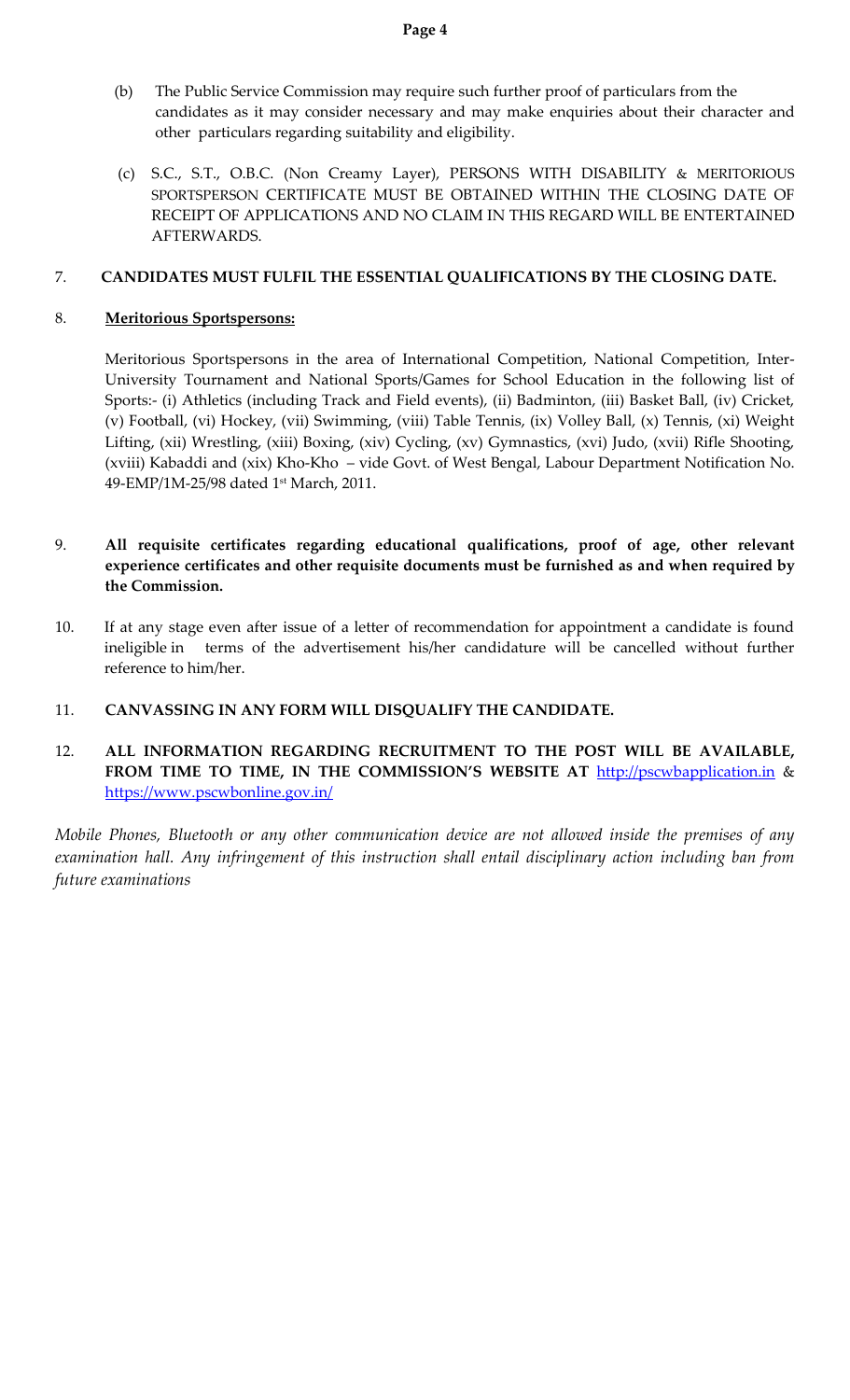(b) The Public Service Commission may require such further proof of particulars from the candidates as it may consider necessary and may make enquiries about their character and other particulars regarding suitability and eligibility.

(c) S.C., S.T., O.B.C. (Non Creamy Layer), PERSONS WITH DISABILITY & MERITORIOUS SPORTSPERSON CERTIFICATE MUST BE OBTAINED WITHIN THE CLOSING DATE OF RECEIPT OF APPLICATIONS AND NO CLAIM IN THIS REGARD WILL BE ENTERTAINED AFTERWARDS.

7. **CANDIDATES MUST FULFIL THE ESSENTIAL QUALIFICATIONS BY THE CLOSING DATE.**

8. **Meritorious Sportspersons:**

Meritorious Sportspersons in the area of International Competition, National Competition, Inter-University Tournament and National Sports/Games for School Education in the following list of Sports:- (i) Athletics (including Track and Field events), (ii) Badminton, (iii) Basket Ball, (iv) Cricket, (v) Football, (vi) Hockey, (vii) Swimming, (viii) Table Tennis, (ix) Volley Ball, (x) Tennis, (xi) Weight Lifting, (xii) Wrestling, (xiii) Boxing, (xiv) Cycling, (xv) Gymnastics, (xvi) Judo, (xvii) Rifle Shooting, (xviii) Kabaddi and (xix) Kho-Kho – vide Govt. of West Bengal, Labour Department Notification No. 49-EMP/1M-25/98 dated 1st March, 2011.

9. **All requisite certificates regarding educational qualifications, proof of age, other relevant experience certificates and other requisite documents must be furnished as and when required by the Commission.**

10. If at any stage even after issue of a letter of recommendation for appointment a candidate is found ineligible in terms of the advertisement his/her candidature will be cancelled without further reference to him/her.

11. **CANVASSING IN ANY FORM WILL DISQUALIFY THE CANDIDATE.**

12. **ALL INFORMATION REGARDING RECRUITMENT TO THE POST WILL BE AVAILABLE, FROM TIME TO TIME, IN THE COMMISSION'S WEBSITE AT** http://pscwbapplication.in & https://www.pscwbonline.gov.in/

*Mobile Phones, Bluetooth or any other communication device are not allowed inside the premises of any examination hall. Any infringement of this instruction shall entail disciplinary action including ban from future examinations*